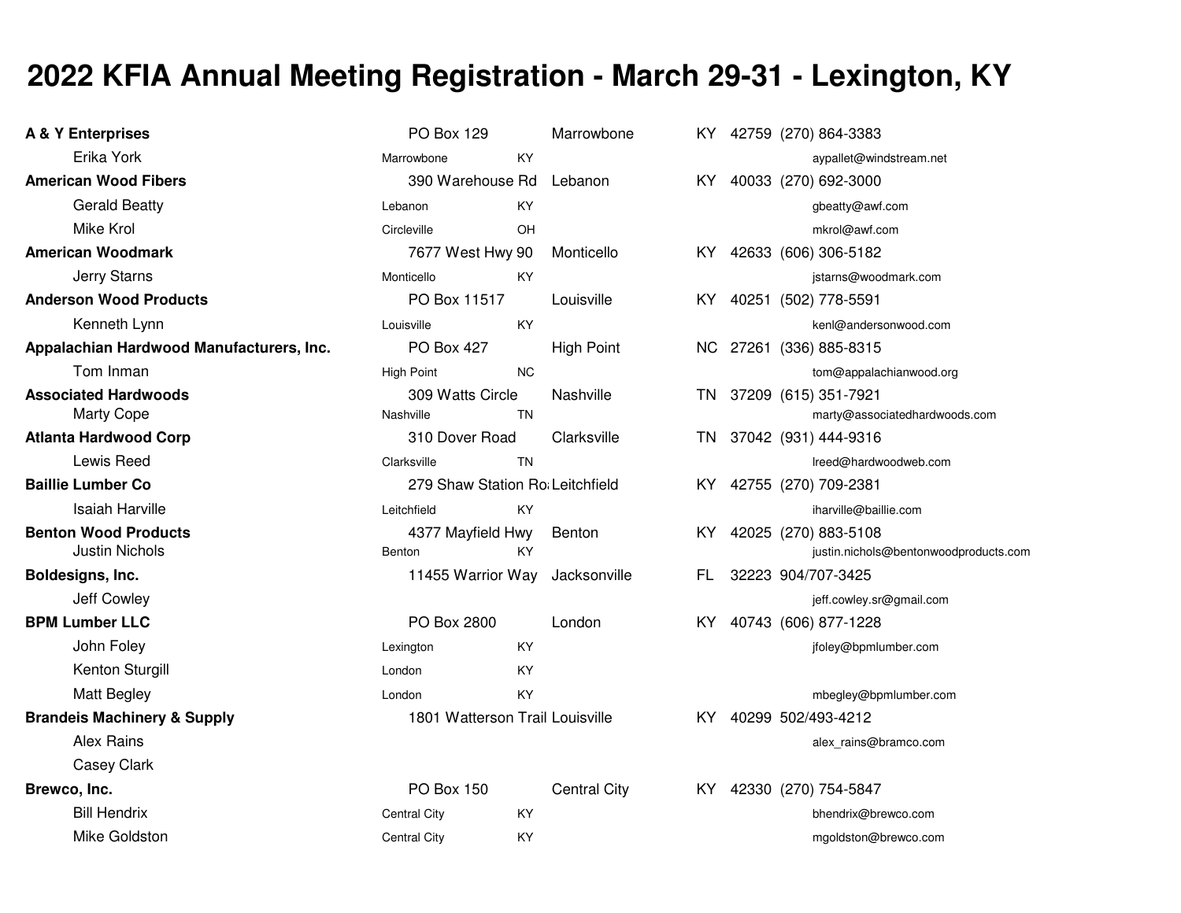# 2022 KFIA Annual Meeting Registration - March 29-31 - Lexington, KY

| Company / Attendee | Address / City | State | City | State | Zip | Phone / Email |
|---|---|---|---|---|---|---|
| **A & Y Enterprises** | PO Box 129 | | Marrowbone | KY | 42759 | (270) 864-3383 |
| Erika York | Marrowbone | KY | | | | aypallet@windstream.net |
| **American Wood Fibers** | 390 Warehouse Rd | | Lebanon | KY | 40033 | (270) 692-3000 |
| Gerald Beatty | Lebanon | KY | | | | gbeatty@awf.com |
| Mike Krol | Circleville | OH | | | | mkrol@awf.com |
| **American Woodmark** | 7677 West Hwy 90 | | Monticello | KY | 42633 | (606) 306-5182 |
| Jerry Starns | Monticello | KY | | | | jstarns@woodmark.com |
| **Anderson Wood Products** | PO Box 11517 | | Louisville | KY | 40251 | (502) 778-5591 |
| Kenneth Lynn | Louisville | KY | | | | kenl@andersonwood.com |
| **Appalachian Hardwood Manufacturers, Inc.** | PO Box 427 | | High Point | NC | 27261 | (336) 885-8315 |
| Tom Inman | High Point | NC | | | | tom@appalachianwood.org |
| **Associated Hardwoods** | 309 Watts Circle | | Nashville | TN | 37209 | (615) 351-7921 |
| Marty Cope | Nashville | TN | | | | marty@associatedhardwoods.com |
| **Atlanta Hardwood Corp** | 310 Dover Road | | Clarksville | TN | 37042 | (931) 444-9316 |
| Lewis Reed | Clarksville | TN | | | | lreed@hardwoodweb.com |
| **Baillie Lumber Co** | 279 Shaw Station Ro | | Leitchfield | KY | 42755 | (270) 709-2381 |
| Isaiah Harville | Leitchfield | KY | | | | iharville@baillie.com |
| **Benton Wood Products** | 4377 Mayfield Hwy | | Benton | KY | 42025 | (270) 883-5108 |
| Justin Nichols | Benton | KY | | | | justin.nichols@bentonwoodproducts.com |
| **Boldesigns, Inc.** | 11455 Warrior Way | | Jacksonville | FL | 32223 | 904/707-3425 |
| Jeff Cowley | | | | | | jeff.cowley.sr@gmail.com |
| **BPM Lumber LLC** | PO Box 2800 | | London | KY | 40743 | (606) 877-1228 |
| John Foley | Lexington | KY | | | | jfoley@bpmlumber.com |
| Kenton Sturgill | London | KY | | | | |
| Matt Begley | London | KY | | | | mbegley@bpmlumber.com |
| **Brandeis Machinery & Supply** | 1801 Watterson Trail | | Louisville | KY | 40299 | 502/493-4212 |
| Alex Rains | | | | | | alex_rains@bramco.com |
| Casey Clark | | | | | | |
| **Brewco, Inc.** | PO Box 150 | | Central City | KY | 42330 | (270) 754-5847 |
| Bill Hendrix | Central City | KY | | | | bhendrix@brewco.com |
| Mike Goldston | Central City | KY | | | | mgoldston@brewco.com |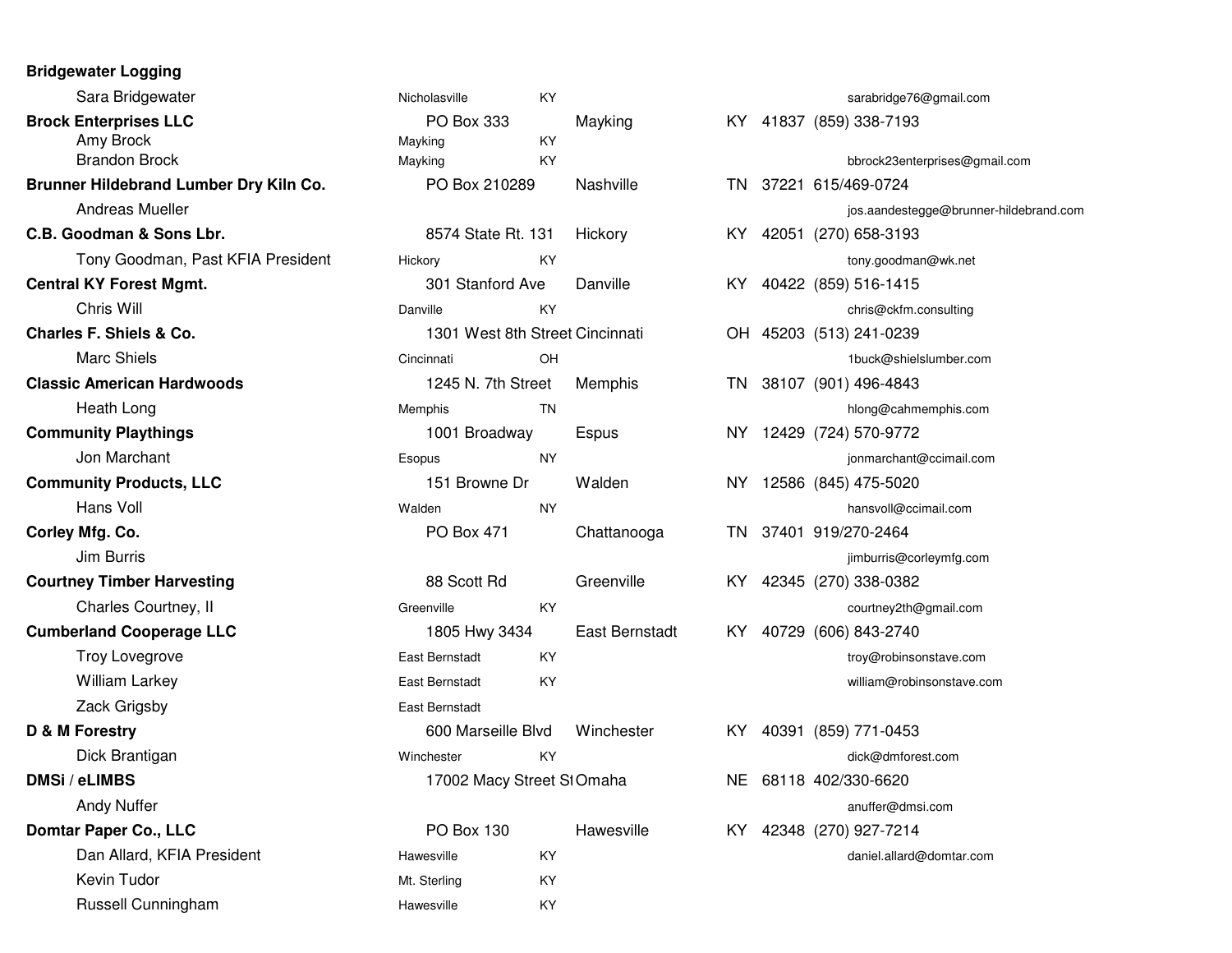**Bridgewater Logging**

Sara Bridgewater | Nicholasville | KY | sarabridge76@gmail.com

**Brock Enterprises LLC** | PO Box 333 | Mayking | KY | 41837 | (859) 338-7193

Amy Brock | Mayking | KY

Brandon Brock | Mayking | KY | bbrock23enterprises@gmail.com

**Brunner Hildebrand Lumber Dry Kiln Co.** | PO Box 210289 | Nashville | TN | 37221 | 615/469-0724

Andreas Mueller | jos.aandestegge@brunner-hildebrand.com

**C.B. Goodman & Sons Lbr.** | 8574 State Rt. 131 | Hickory | KY | 42051 | (270) 658-3193

Tony Goodman, Past KFIA President | Hickory | KY | tony.goodman@wk.net

**Central KY Forest Mgmt.** | 301 Stanford Ave | Danville | KY | 40422 | (859) 516-1415

Chris Will | Danville | KY | chris@ckfm.consulting

**Charles F. Shiels & Co.** | 1301 West 8th Street | Cincinnati | OH | 45203 | (513) 241-0239

Marc Shiels | Cincinnati | OH | 1buck@shielslumber.com

**Classic American Hardwoods** | 1245 N. 7th Street | Memphis | TN | 38107 | (901) 496-4843

Heath Long | Memphis | TN | hlong@cahmemphis.com

**Community Playthings** | 1001 Broadway | Espus | NY | 12429 | (724) 570-9772

Jon Marchant | Esopus | NY | jonmarchant@ccimail.com

**Community Products, LLC** | 151 Browne Dr | Walden | NY | 12586 | (845) 475-5020

Hans Voll | Walden | NY | hansvoll@ccimail.com

**Corley Mfg. Co.** | PO Box 471 | Chattanooga | TN | 37401 | 919/270-2464

Jim Burris | jimburris@corleymfg.com

**Courtney Timber Harvesting** | 88 Scott Rd | Greenville | KY | 42345 | (270) 338-0382

Charles Courtney, II | Greenville | KY | courtney2th@gmail.com

**Cumberland Cooperage LLC** | 1805 Hwy 3434 | East Bernstadt | KY | 40729 | (606) 843-2740

Troy Lovegrove | East Bernstadt | KY | troy@robinsonstave.com

William Larkey | East Bernstadt | KY | william@robinsonstave.com

Zack Grigsby | East Bernstadt

**D & M Forestry** | 600 Marseille Blvd | Winchester | KY | 40391 | (859) 771-0453

Dick Brantigan | Winchester | KY | dick@dmforest.com

**DMSi / eLIMBS** | 17002 Macy Street St | Omaha | NE | 68118 | 402/330-6620

Andy Nuffer | anuffer@dmsi.com

**Domtar Paper Co., LLC** | PO Box 130 | Hawesville | KY | 42348 | (270) 927-7214

Dan Allard, KFIA President | Hawesville | KY | daniel.allard@domtar.com

Kevin Tudor | Mt. Sterling | KY

Russell Cunningham | Hawesville | KY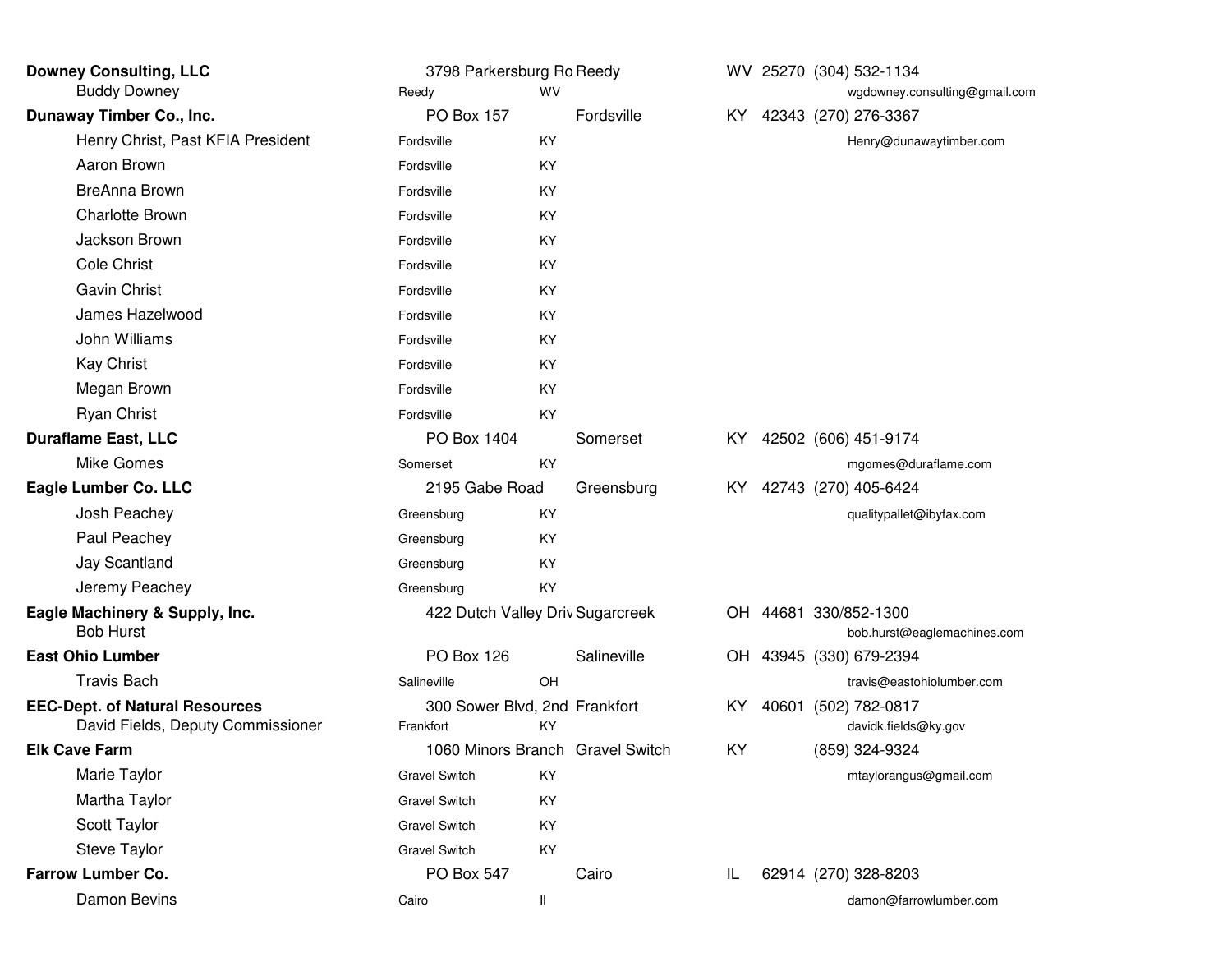| Name | Address | City | State | Zip | Phone / Email |
|---|---|---|---|---|---|
| **Downey Consulting, LLC** | 3798 Parkersburg Ro | Reedy | WV | 25270 | (304) 532-1134 |
| Buddy Downey | Reedy | WV | | | wgdowney.consulting@gmail.com |
| **Dunaway Timber Co., Inc.** | PO Box 157 | Fordsville | KY | 42343 | (270) 276-3367 |
| Henry Christ, Past KFIA President | Fordsville | KY | | | Henry@dunawaytimber.com |
| Aaron Brown | Fordsville | KY | | | |
| BreAnna Brown | Fordsville | KY | | | |
| Charlotte Brown | Fordsville | KY | | | |
| Jackson Brown | Fordsville | KY | | | |
| Cole Christ | Fordsville | KY | | | |
| Gavin Christ | Fordsville | KY | | | |
| James Hazelwood | Fordsville | KY | | | |
| John Williams | Fordsville | KY | | | |
| Kay Christ | Fordsville | KY | | | |
| Megan Brown | Fordsville | KY | | | |
| Ryan Christ | Fordsville | KY | | | |
| **Duraflame East, LLC** | PO Box 1404 | Somerset | KY | 42502 | (606) 451-9174 |
| Mike Gomes | Somerset | KY | | | mgomes@duraflame.com |
| **Eagle Lumber Co. LLC** | 2195 Gabe Road | Greensburg | KY | 42743 | (270) 405-6424 |
| Josh Peachey | Greensburg | KY | | | qualitypallet@ibyfax.com |
| Paul Peachey | Greensburg | KY | | | |
| Jay Scantland | Greensburg | KY | | | |
| Jeremy Peachey | Greensburg | KY | | | |
| **Eagle Machinery & Supply, Inc.** | 422 Dutch Valley Driv | Sugarcreek | OH | 44681 | 330/852-1300 |
| Bob Hurst | | | | | bob.hurst@eaglemachines.com |
| **East Ohio Lumber** | PO Box 126 | Salineville | OH | 43945 | (330) 679-2394 |
| Travis Bach | Salineville | OH | | | travis@eastohiolumber.com |
| **EEC-Dept. of Natural Resources** | 300 Sower Blvd, 2nd | Frankfort | KY | 40601 | (502) 782-0817 |
| David Fields, Deputy Commissioner | Frankfort | KY | | | davidk.fields@ky.gov |
| **Elk Cave Farm** | 1060 Minors Branch | Gravel Switch | KY | | (859) 324-9324 |
| Marie Taylor | Gravel Switch | KY | | | mtaylorangus@gmail.com |
| Martha Taylor | Gravel Switch | KY | | | |
| Scott Taylor | Gravel Switch | KY | | | |
| Steve Taylor | Gravel Switch | KY | | | |
| **Farrow Lumber Co.** | PO Box 547 | Cairo | IL | 62914 | (270) 328-8203 |
| Damon Bevins | Cairo | Il | | | damon@farrowlumber.com |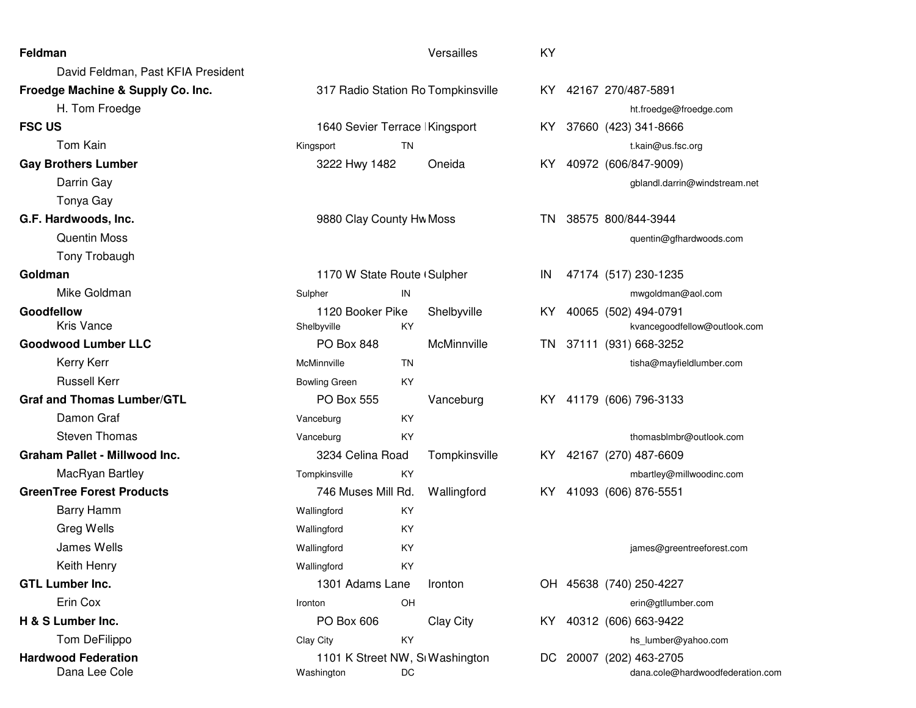| Name | Address | City | State | Zip | Phone / Email |
|---|---|---|---|---|---|
| **Feldman** | | Versailles | KY | | |
| David Feldman, Past KFIA President | | | | | |
| **Froedge Machine & Supply Co. Inc.** | 317 Radio Station Ro | Tompkinsville | KY | 42167 | 270/487-5891 |
| H. Tom Froedge | | | | | ht.froedge@froedge.com |
| **FSC US** | 1640 Sevier Terrace | Kingsport | KY | 37660 | (423) 341-8666 |
| Tom Kain | Kingsport TN | | | | t.kain@us.fsc.org |
| **Gay Brothers Lumber** | 3222 Hwy 1482 | Oneida | KY | 40972 | (606/847-9009) |
| Darrin Gay | | | | | gblandl.darrin@windstream.net |
| Tonya Gay | | | | | |
| **G.F. Hardwoods, Inc.** | 9880 Clay County Hw | Moss | TN | 38575 | 800/844-3944 |
| Quentin Moss | | | | | quentin@gfhardwoods.com |
| Tony Trobaugh | | | | | |
| **Goldman** | 1170 W State Route | Sulpher | IN | 47174 | (517) 230-1235 |
| Mike Goldman | Sulpher IN | | | | mwgoldman@aol.com |
| **Goodfellow** | 1120 Booker Pike | Shelbyville | KY | 40065 | (502) 494-0791 |
| Kris Vance | Shelbyville KY | | | | kvancegoodfellow@outlook.com |
| **Goodwood Lumber LLC** | PO Box 848 | McMinnville | TN | 37111 | (931) 668-3252 |
| Kerry Kerr | McMinnville TN | | | | tisha@mayfieldlumber.com |
| Russell Kerr | Bowling Green KY | | | | |
| **Graf and Thomas Lumber/GTL** | PO Box 555 | Vanceburg | KY | 41179 | (606) 796-3133 |
| Damon Graf | Vanceburg KY | | | | |
| Steven Thomas | Vanceburg KY | | | | thomasblmbr@outlook.com |
| **Graham Pallet - Millwood Inc.** | 3234 Celina Road | Tompkinsville | KY | 42167 | (270) 487-6609 |
| MacRyan Bartley | Tompkinsville KY | | | | mbartley@millwoodinc.com |
| **GreenTree Forest Products** | 746 Muses Mill Rd. | Wallingford | KY | 41093 | (606) 876-5551 |
| Barry Hamm | Wallingford KY | | | | |
| Greg Wells | Wallingford KY | | | | |
| James Wells | Wallingford KY | | | | james@greentreeforest.com |
| Keith Henry | Wallingford KY | | | | |
| **GTL Lumber Inc.** | 1301 Adams Lane | Ironton | OH | 45638 | (740) 250-4227 |
| Erin Cox | Ironton OH | | | | erin@gtllumber.com |
| **H & S Lumber Inc.** | PO Box 606 | Clay City | KY | 40312 | (606) 663-9422 |
| Tom DeFilippo | Clay City KY | | | | hs_lumber@yahoo.com |
| **Hardwood Federation** | 1101 K Street NW, S | Washington | DC | 20007 | (202) 463-2705 |
| Dana Lee Cole | Washington DC | | | | dana.cole@hardwoodfederation.com |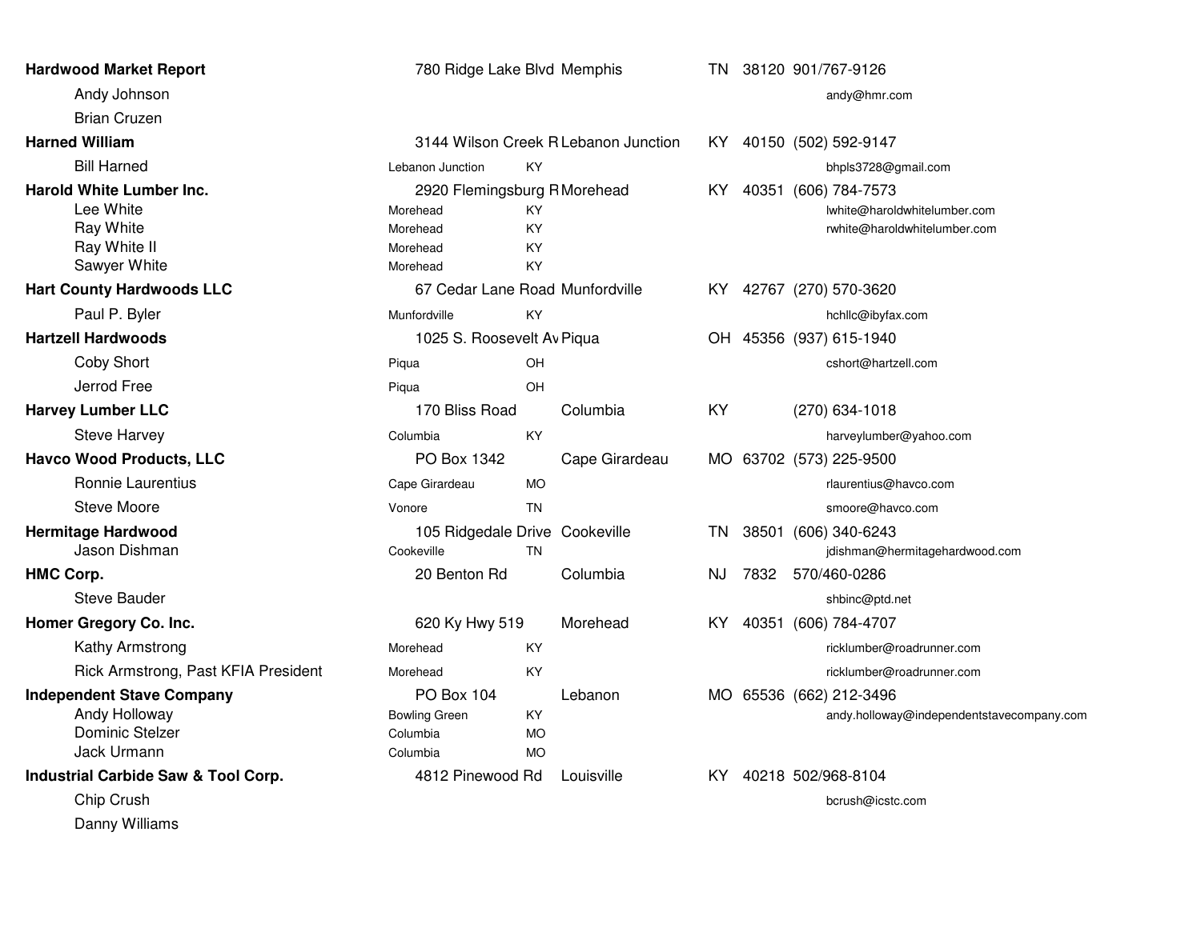| Name | Address / City | City / State | State | Zip | Phone / Email |
|---|---|---|---|---|---|
| **Hardwood Market Report** | 780 Ridge Lake Blvd | Memphis | TN | 38120 | 901/767-9126 |
| Andy Johnson | | | | | andy@hmr.com |
| Brian Cruzen | | | | | |
| **Harned William** | 3144 Wilson Creek R | Lebanon Junction | KY | 40150 | (502) 592-9147 |
| Bill Harned | Lebanon Junction | KY | | | bhpls3728@gmail.com |
| **Harold White Lumber Inc.** | 2920 Flemingsburg R | Morehead | KY | 40351 | (606) 784-7573 |
| Lee White | Morehead | KY | | | lwhite@haroldwhitelumber.com |
| Ray White | Morehead | KY | | | rwhite@haroldwhitelumber.com |
| Ray White II | Morehead | KY | | | |
| Sawyer White | Morehead | KY | | | |
| **Hart County Hardwoods LLC** | 67 Cedar Lane Road | Munfordville | KY | 42767 | (270) 570-3620 |
| Paul P. Byler | Munfordville | KY | | | hchllc@ibyfax.com |
| **Hartzell Hardwoods** | 1025 S. Roosevelt Av | Piqua | OH | 45356 | (937) 615-1940 |
| Coby Short | Piqua | OH | | | cshort@hartzell.com |
| Jerrod Free | Piqua | OH | | | |
| **Harvey Lumber LLC** | 170 Bliss Road | Columbia | KY | | (270) 634-1018 |
| Steve Harvey | Columbia | KY | | | harveylumber@yahoo.com |
| **Havco Wood Products, LLC** | PO Box 1342 | Cape Girardeau | MO | 63702 | (573) 225-9500 |
| Ronnie Laurentius | Cape Girardeau | MO | | | rlaurentius@havco.com |
| Steve Moore | Vonore | TN | | | smoore@havco.com |
| **Hermitage Hardwood** | 105 Ridgedale Drive | Cookeville | TN | 38501 | (606) 340-6243 |
| Jason Dishman | Cookeville | TN | | | jdishman@hermitagehardwood.com |
| **HMC Corp.** | 20 Benton Rd | Columbia | NJ | 7832 | 570/460-0286 |
| Steve Bauder | | | | | shbinc@ptd.net |
| **Homer Gregory Co. Inc.** | 620 Ky Hwy 519 | Morehead | KY | 40351 | (606) 784-4707 |
| Kathy Armstrong | Morehead | KY | | | ricklumber@roadrunner.com |
| Rick Armstrong, Past KFIA President | Morehead | KY | | | ricklumber@roadrunner.com |
| **Independent Stave Company** | PO Box 104 | Lebanon | MO | 65536 | (662) 212-3496 |
| Andy Holloway | Bowling Green | KY | | | andy.holloway@independentstavecompany.com |
| Dominic Stelzer | Columbia | MO | | | |
| Jack Urmann | Columbia | MO | | | |
| **Industrial Carbide Saw & Tool Corp.** | 4812 Pinewood Rd | Louisville | KY | 40218 | 502/968-8104 |
| Chip Crush | | | | | bcrush@icstc.com |
| Danny Williams | | | | | |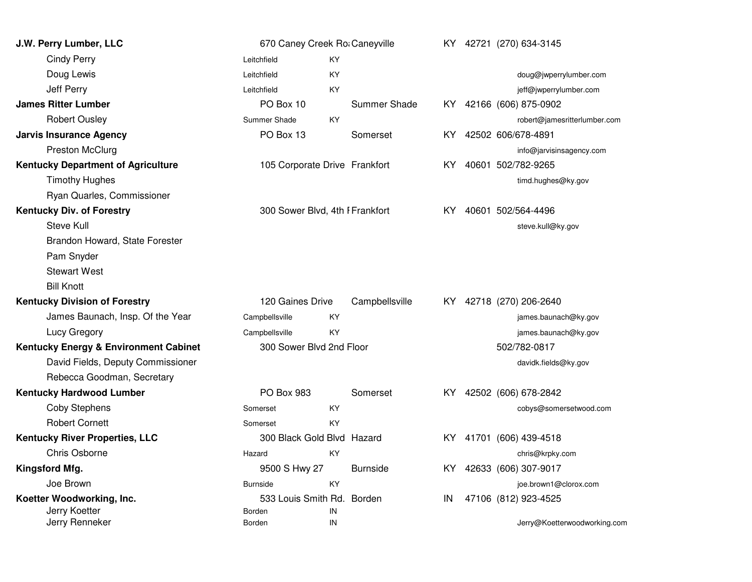| Organization / Contact | Address | City | State | Zip | Phone / Email |
|---|---|---|---|---|---|
| **J.W. Perry Lumber, LLC** | 670 Caney Creek Ro | Caneyville | KY | 42721 | (270) 634-3145 |
| Cindy Perry | Leitchfield | KY | | | |
| Doug Lewis | Leitchfield | KY | | | doug@jwperrylumber.com |
| Jeff Perry | Leitchfield | KY | | | jeff@jwperrylumber.com |
| **James Ritter Lumber** | PO Box 10 | Summer Shade | KY | 42166 | (606) 875-0902 |
| Robert Ousley | Summer Shade | KY | | | robert@jamesritterlumber.com |
| **Jarvis Insurance Agency** | PO Box 13 | Somerset | KY | 42502 | 606/678-4891 |
| Preston McClurg | | | | | info@jarvisinsagency.com |
| **Kentucky Department of Agriculture** | 105 Corporate Drive | Frankfort | KY | 40601 | 502/782-9265 |
| Timothy Hughes | | | | | timd.hughes@ky.gov |
| Ryan Quarles, Commissioner | | | | | |
| **Kentucky Div. of Forestry** | 300 Sower Blvd, 4th F | Frankfort | KY | 40601 | 502/564-4496 |
| Steve Kull | | | | | steve.kull@ky.gov |
| Brandon Howard, State Forester | | | | | |
| Pam Snyder | | | | | |
| Stewart West | | | | | |
| Bill Knott | | | | | |
| **Kentucky Division of Forestry** | 120 Gaines Drive | Campbellsville | KY | 42718 | (270) 206-2640 |
| James Baunach, Insp. Of the Year | Campbellsville | KY | | | james.baunach@ky.gov |
| Lucy Gregory | Campbellsville | KY | | | james.baunach@ky.gov |
| **Kentucky Energy & Environment Cabinet** | 300 Sower Blvd 2nd Floor | | | | 502/782-0817 |
| David Fields, Deputy Commissioner | | | | | davidk.fields@ky.gov |
| Rebecca Goodman, Secretary | | | | | |
| **Kentucky Hardwood Lumber** | PO Box 983 | Somerset | KY | 42502 | (606) 678-2842 |
| Coby Stephens | Somerset | KY | | | cobys@somersetwood.com |
| Robert Cornett | Somerset | KY | | | |
| **Kentucky River Properties, LLC** | 300 Black Gold Blvd | Hazard | KY | 41701 | (606) 439-4518 |
| Chris Osborne | Hazard | KY | | | chris@krpky.com |
| **Kingsford Mfg.** | 9500 S Hwy 27 | Burnside | KY | 42633 | (606) 307-9017 |
| Joe Brown | Burnside | KY | | | joe.brown1@clorox.com |
| **Koetter Woodworking, Inc.** | 533 Louis Smith Rd. | Borden | IN | 47106 | (812) 923-4525 |
| Jerry Koetter | Borden | IN | | | |
| Jerry Renneker | Borden | IN | | | Jerry@Koetterwoodworking.com |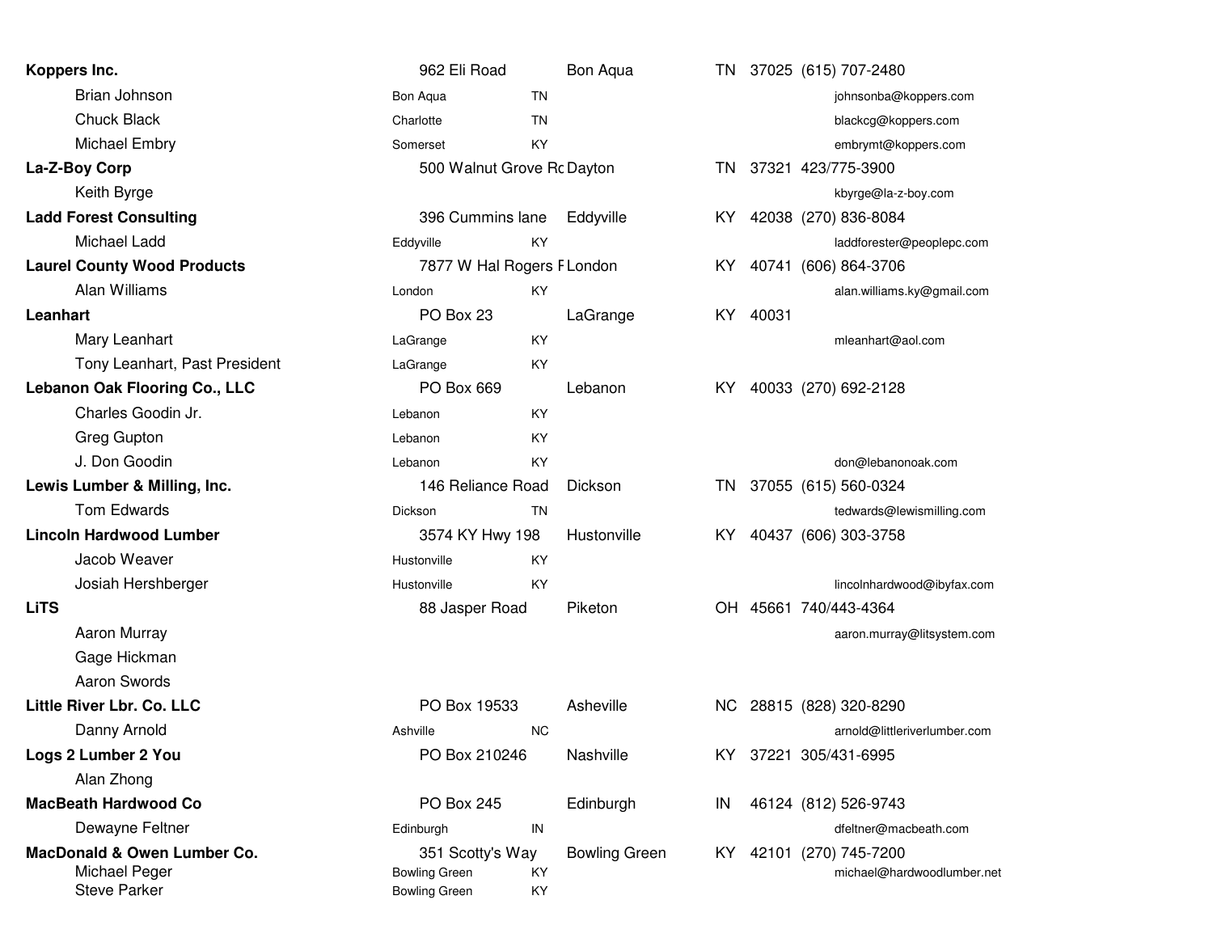| Company / Contact | Address / City | State | City | State | ZIP | Phone | Email |
|---|---|---|---|---|---|---|---|
| **Koppers Inc.** | 962 Eli Road | | Bon Aqua | TN | 37025 | (615) 707-2480 | |
| Brian Johnson | Bon Aqua | TN | | | | | johnsonba@koppers.com |
| Chuck Black | Charlotte | TN | | | | | blackcg@koppers.com |
| Michael Embry | Somerset | KY | | | | | embrymt@koppers.com |
| **La-Z-Boy Corp** | 500 Walnut Grove Rc | | Dayton | TN | 37321 | 423/775-3900 | |
| Keith Byrge | | | | | | | kbyrge@la-z-boy.com |
| **Ladd Forest Consulting** | 396 Cummins lane | | Eddyville | KY | 42038 | (270) 836-8084 | |
| Michael Ladd | Eddyville | KY | | | | | laddforester@peoplepc.com |
| **Laurel County Wood Products** | 7877 W Hal Rogers F | | London | KY | 40741 | (606) 864-3706 | |
| Alan Williams | London | KY | | | | | alan.williams.ky@gmail.com |
| **Leanhart** | PO Box 23 | | LaGrange | KY | 40031 | | |
| Mary Leanhart | LaGrange | KY | | | | | mleanhart@aol.com |
| Tony Leanhart, Past President | LaGrange | KY | | | | | |
| **Lebanon Oak Flooring Co., LLC** | PO Box 669 | | Lebanon | KY | 40033 | (270) 692-2128 | |
| Charles Goodin Jr. | Lebanon | KY | | | | | |
| Greg Gupton | Lebanon | KY | | | | | |
| J. Don Goodin | Lebanon | KY | | | | | don@lebanonoak.com |
| **Lewis Lumber & Milling, Inc.** | 146 Reliance Road | | Dickson | TN | 37055 | (615) 560-0324 | |
| Tom Edwards | Dickson | TN | | | | | tedwards@lewismilling.com |
| **Lincoln Hardwood Lumber** | 3574 KY Hwy 198 | | Hustonville | KY | 40437 | (606) 303-3758 | |
| Jacob Weaver | Hustonville | KY | | | | | |
| Josiah Hershberger | Hustonville | KY | | | | | lincolnhardwood@ibyfax.com |
| **LiTS** | 88 Jasper Road | | Piketon | OH | 45661 | 740/443-4364 | |
| Aaron Murray | | | | | | | aaron.murray@litsystem.com |
| Gage Hickman | | | | | | | |
| Aaron Swords | | | | | | | |
| **Little River Lbr. Co. LLC** | PO Box 19533 | | Asheville | NC | 28815 | (828) 320-8290 | |
| Danny Arnold | Ashville | NC | | | | | arnold@littleriverlumber.com |
| **Logs 2 Lumber 2 You** | PO Box 210246 | | Nashville | KY | 37221 | 305/431-6995 | |
| Alan Zhong | | | | | | | |
| **MacBeath Hardwood Co** | PO Box 245 | | Edinburgh | IN | 46124 | (812) 526-9743 | |
| Dewayne Feltner | Edinburgh | IN | | | | | dfeltner@macbeath.com |
| **MacDonald & Owen Lumber Co.** | 351 Scotty's Way | | Bowling Green | KY | 42101 | (270) 745-7200 | |
| Michael Peger | Bowling Green | KY | | | | | michael@hardwoodlumber.net |
| Steve Parker | Bowling Green | KY | | | | | |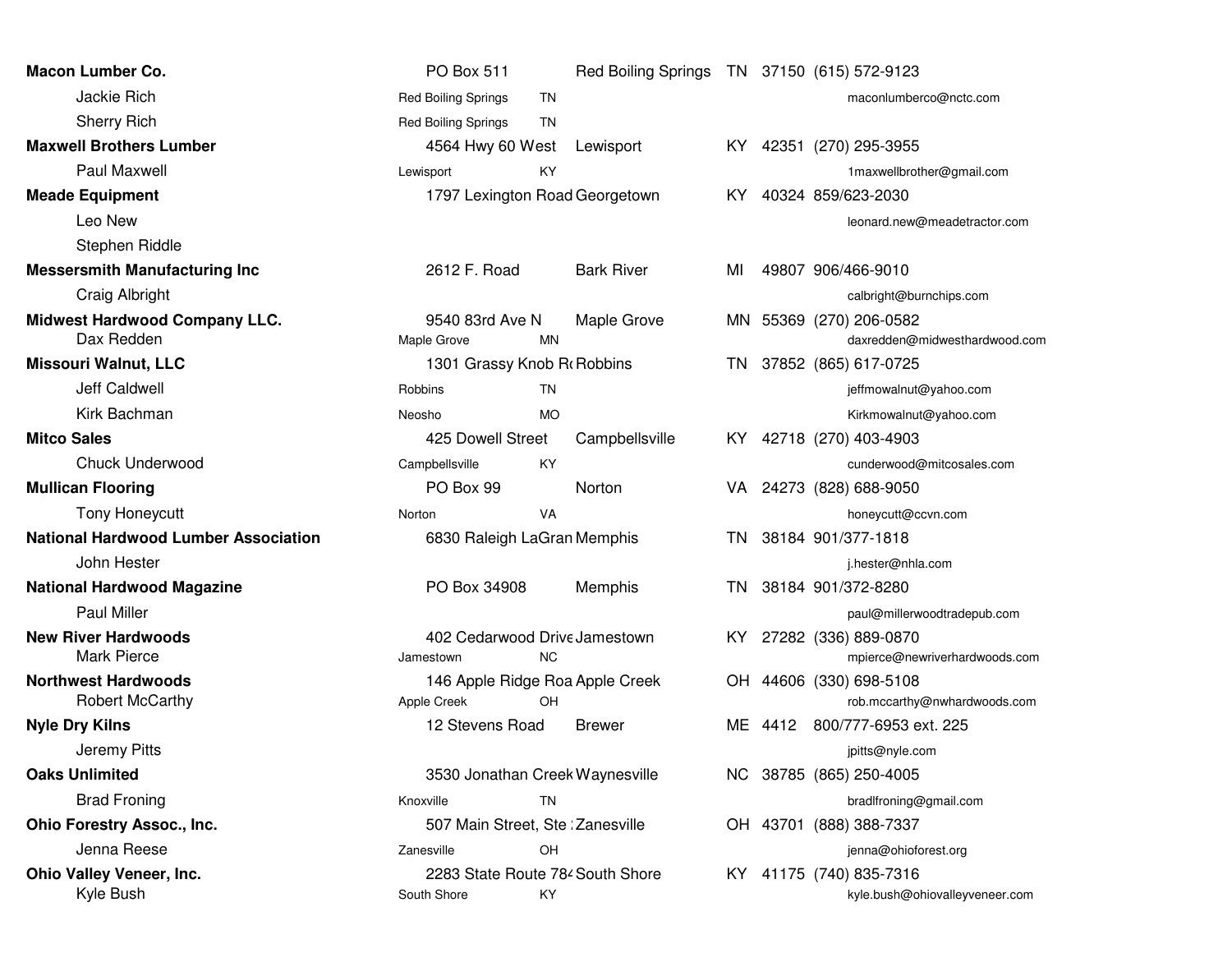| Company / Contact | Address | City | State | Zip | Phone / Email |
|---|---|---|---|---|---|
| **Macon Lumber Co.** | PO Box 511 | Red Boiling Springs | TN | 37150 | (615) 572-9123 |
| Jackie Rich | Red Boiling Springs | TN | | | maconlumberco@nctc.com |
| Sherry Rich | Red Boiling Springs | TN | | | |
| **Maxwell Brothers Lumber** | 4564 Hwy 60 West | Lewisport | KY | 42351 | (270) 295-3955 |
| Paul Maxwell | Lewisport | KY | | | 1maxwellbrother@gmail.com |
| **Meade Equipment** | 1797 Lexington Road | Georgetown | KY | 40324 | 859/623-2030 |
| Leo New | | | | | leonard.new@meadetractor.com |
| Stephen Riddle | | | | | |
| **Messersmith Manufacturing Inc** | 2612 F. Road | Bark River | MI | 49807 | 906/466-9010 |
| Craig Albright | | | | | calbright@burnchips.com |
| **Midwest Hardwood Company LLC.** | 9540 83rd Ave N | Maple Grove | MN | 55369 | (270) 206-0582 |
| Dax Redden | Maple Grove | MN | | | daxredden@midwesthardwood.com |
| **Missouri Walnut, LLC** | 1301 Grassy Knob Ro | Robbins | TN | 37852 | (865) 617-0725 |
| Jeff Caldwell | Robbins | TN | | | jeffmowalnut@yahoo.com |
| Kirk Bachman | Neosho | MO | | | Kirkmowalnut@yahoo.com |
| **Mitco Sales** | 425 Dowell Street | Campbellsville | KY | 42718 | (270) 403-4903 |
| Chuck Underwood | Campbellsville | KY | | | cunderwood@mitcosales.com |
| **Mullican Flooring** | PO Box 99 | Norton | VA | 24273 | (828) 688-9050 |
| Tony Honeycutt | Norton | VA | | | honeycutt@ccvn.com |
| **National Hardwood Lumber Association** | 6830 Raleigh LaGran | Memphis | TN | 38184 | 901/377-1818 |
| John Hester | | | | | j.hester@nhla.com |
| **National Hardwood Magazine** | PO Box 34908 | Memphis | TN | 38184 | 901/372-8280 |
| Paul Miller | | | | | paul@millerwoodtradepub.com |
| **New River Hardwoods** | 402 Cedarwood Drive | Jamestown | KY | 27282 | (336) 889-0870 |
| Mark Pierce | Jamestown | NC | | | mpierce@newriverhardwoods.com |
| **Northwest Hardwoods** | 146 Apple Ridge Roa | Apple Creek | OH | 44606 | (330) 698-5108 |
| Robert McCarthy | Apple Creek | OH | | | rob.mccarthy@nwhardwoods.com |
| **Nyle Dry Kilns** | 12 Stevens Road | Brewer | ME | 4412 | 800/777-6953 ext. 225 |
| Jeremy Pitts | | | | | jpitts@nyle.com |
| **Oaks Unlimited** | 3530 Jonathan Creek | Waynesville | NC | 38785 | (865) 250-4005 |
| Brad Froning | Knoxville | TN | | | bradlfroning@gmail.com |
| **Ohio Forestry Assoc., Inc.** | 507 Main Street, Ste | Zanesville | OH | 43701 | (888) 388-7337 |
| Jenna Reese | Zanesville | OH | | | jenna@ohioforest.org |
| **Ohio Valley Veneer, Inc.** | 2283 State Route 78 | South Shore | KY | 41175 | (740) 835-7316 |
| Kyle Bush | South Shore | KY | | | kyle.bush@ohiovalleyveneer.com |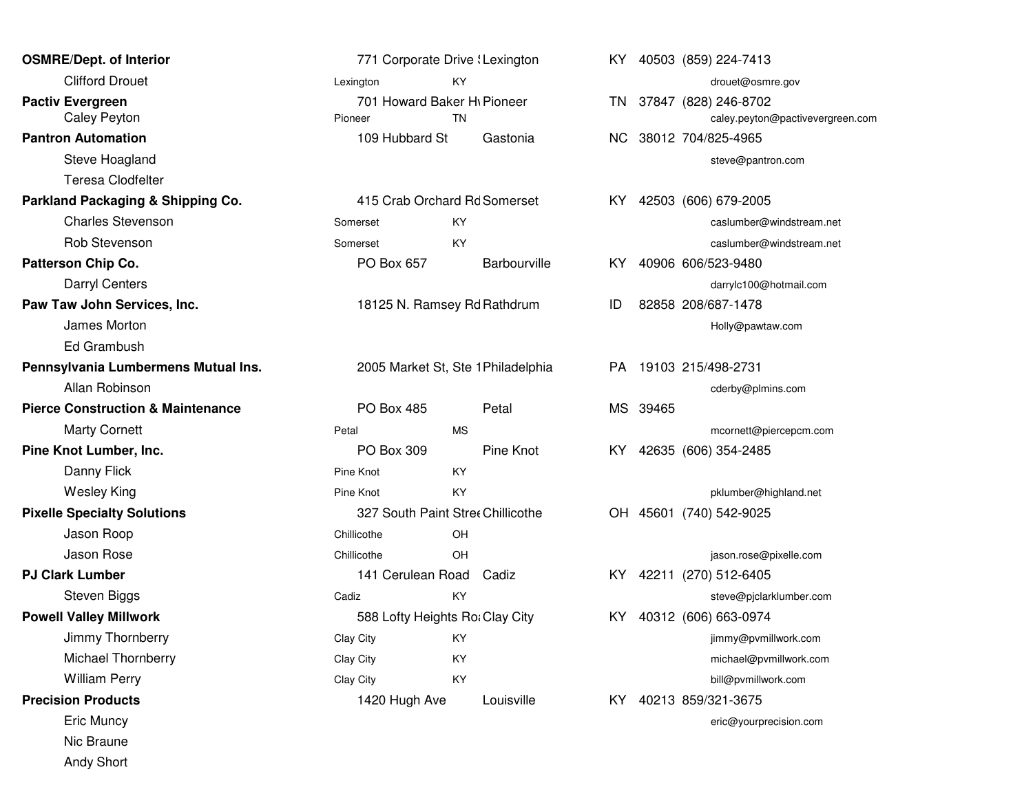| Company / Contact | Address | City | State | Zip | Phone / Email |
|---|---|---|---|---|---|
| **OSMRE/Dept. of Interior** | 771 Corporate Drive S | Lexington | KY | 40503 | (859) 224-7413 |
| Clifford Drouet | | Lexington | KY | | drouet@osmre.gov |
| **Pactiv Evergreen** | 701 Howard Baker Hw | Pioneer | TN | 37847 | (828) 246-8702 |
| Caley Peyton | | Pioneer | TN | | caley.peyton@pactivevergreen.com |
| **Pantron Automation** | 109 Hubbard St | Gastonia | NC | 38012 | 704/825-4965 |
| Steve Hoagland | | | | | steve@pantron.com |
| Teresa Clodfelter | | | | | |
| **Parkland Packaging & Shipping Co.** | 415 Crab Orchard Rd | Somerset | KY | 42503 | (606) 679-2005 |
| Charles Stevenson | | Somerset | KY | | caslumber@windstream.net |
| Rob Stevenson | | Somerset | KY | | caslumber@windstream.net |
| **Patterson Chip Co.** | PO Box 657 | Barbourville | KY | 40906 | 606/523-9480 |
| Darryl Centers | | | | | darrylc100@hotmail.com |
| **Paw Taw John Services, Inc.** | 18125 N. Ramsey Rd | Rathdrum | ID | 82858 | 208/687-1478 |
| James Morton | | | | | Holly@pawtaw.com |
| Ed Grambush | | | | | |
| **Pennsylvania Lumbermens Mutual Ins.** | 2005 Market St, Ste 1 | Philadelphia | PA | 19103 | 215/498-2731 |
| Allan Robinson | | | | | cderby@plmins.com |
| **Pierce Construction & Maintenance** | PO Box 485 | Petal | MS | 39465 | |
| Marty Cornett | | Petal | MS | | mcornett@piercepcm.com |
| **Pine Knot Lumber, Inc.** | PO Box 309 | Pine Knot | KY | 42635 | (606) 354-2485 |
| Danny Flick | | Pine Knot | KY | | |
| Wesley King | | Pine Knot | KY | | pklumber@highland.net |
| **Pixelle Specialty Solutions** | 327 South Paint Stree | Chillicothe | OH | 45601 | (740) 542-9025 |
| Jason Roop | | Chillicothe | OH | | |
| Jason Rose | | Chillicothe | OH | | jason.rose@pixelle.com |
| **PJ Clark Lumber** | 141 Cerulean Road | Cadiz | KY | 42211 | (270) 512-6405 |
| Steven Biggs | | Cadiz | KY | | steve@pjclarklumber.com |
| **Powell Valley Millwork** | 588 Lofty Heights Roa | Clay City | KY | 40312 | (606) 663-0974 |
| Jimmy Thornberry | | Clay City | KY | | jimmy@pvmillwork.com |
| Michael Thornberry | | Clay City | KY | | michael@pvmillwork.com |
| William Perry | | Clay City | KY | | bill@pvmillwork.com |
| **Precision Products** | 1420 Hugh Ave | Louisville | KY | 40213 | 859/321-3675 |
| Eric Muncy | | | | | eric@yourprecision.com |
| Nic Braune | | | | | |
| Andy Short | | | | | |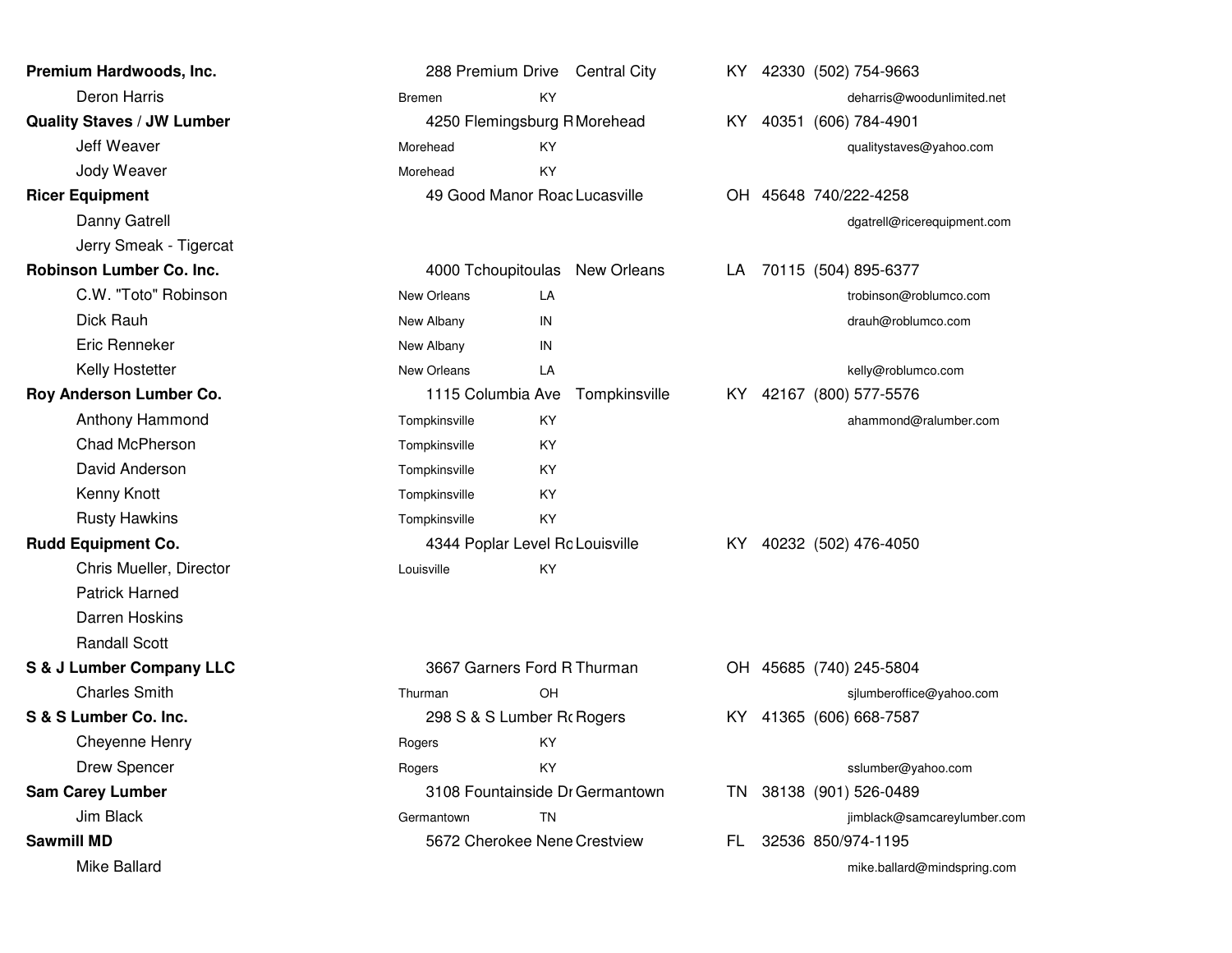| Name | Address / City | State | City | State | Zip | Phone / Email |
| --- | --- | --- | --- | --- | --- | --- |
| **Premium Hardwoods, Inc.** | 288 Premium Drive | | Central City | KY | 42330 | (502) 754-9663 |
| Deron Harris | Bremen | KY | | | | deharris@woodunlimited.net |
| **Quality Staves / JW Lumber** | 4250 Flemingsburg R | | Morehead | KY | 40351 | (606) 784-4901 |
| Jeff Weaver | Morehead | KY | | | | qualitystaves@yahoo.com |
| Jody Weaver | Morehead | KY | | | | |
| **Ricer Equipment** | 49 Good Manor Roac | | Lucasville | OH | 45648 | 740/222-4258 |
| Danny Gatrell | | | | | | dgatrell@ricerequipment.com |
| Jerry Smeak - Tigercat | | | | | | |
| **Robinson Lumber Co. Inc.** | 4000 Tchoupitoulas | | New Orleans | LA | 70115 | (504) 895-6377 |
| C.W. "Toto" Robinson | New Orleans | LA | | | | trobinson@roblumco.com |
| Dick Rauh | New Albany | IN | | | | drauh@roblumco.com |
| Eric Renneker | New Albany | IN | | | | |
| Kelly Hostetter | New Orleans | LA | | | | kelly@roblumco.com |
| **Roy Anderson Lumber Co.** | 1115 Columbia Ave | | Tompkinsville | KY | 42167 | (800) 577-5576 |
| Anthony Hammond | Tompkinsville | KY | | | | ahammond@ralumber.com |
| Chad McPherson | Tompkinsville | KY | | | | |
| David Anderson | Tompkinsville | KY | | | | |
| Kenny Knott | Tompkinsville | KY | | | | |
| Rusty Hawkins | Tompkinsville | KY | | | | |
| **Rudd Equipment Co.** | 4344 Poplar Level Rc | | Louisville | KY | 40232 | (502) 476-4050 |
| Chris Mueller, Director | Louisville | KY | | | | |
| Patrick Harned | | | | | | |
| Darren Hoskins | | | | | | |
| Randall Scott | | | | | | |
| **S & J Lumber Company LLC** | 3667 Garners Ford R | | Thurman | OH | 45685 | (740) 245-5804 |
| Charles Smith | Thurman | OH | | | | sjlumberoffice@yahoo.com |
| **S & S Lumber Co. Inc.** | 298 S & S Lumber Rc | | Rogers | KY | 41365 | (606) 668-7587 |
| Cheyenne Henry | Rogers | KY | | | | |
| Drew Spencer | Rogers | KY | | | | sslumber@yahoo.com |
| **Sam Carey Lumber** | 3108 Fountainside Dr | | Germantown | TN | 38138 | (901) 526-0489 |
| Jim Black | Germantown | TN | | | | jimblack@samcareylumber.com |
| **Sawmill MD** | 5672 Cherokee Nene | | Crestview | FL | 32536 | 850/974-1195 |
| Mike Ballard | | | | | | mike.ballard@mindspring.com |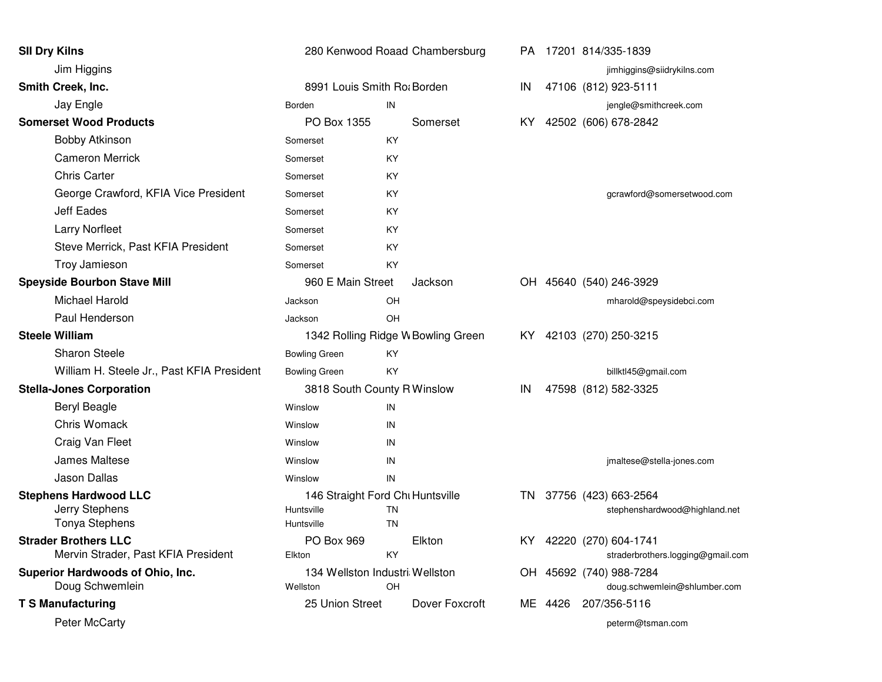| Name | Address | City | State | Zip | Phone / Email |
|---|---|---|---|---|---|
| **SII Dry Kilns** | 280 Kenwood Roaad | Chambersburg | PA | 17201 | 814/335-1839 |
| Jim Higgins | | | | | jimhiggins@siidrykilns.com |
| **Smith Creek, Inc.** | 8991 Louis Smith Ro | Borden | IN | 47106 | (812) 923-5111 |
| Jay Engle | | Borden | IN | | jengle@smithcreek.com |
| **Somerset Wood Products** | PO Box 1355 | Somerset | KY | 42502 | (606) 678-2842 |
| Bobby Atkinson | | Somerset | KY | | |
| Cameron Merrick | | Somerset | KY | | |
| Chris Carter | | Somerset | KY | | |
| George Crawford, KFIA Vice President | | Somerset | KY | | gcrawford@somersetwood.com |
| Jeff Eades | | Somerset | KY | | |
| Larry Norfleet | | Somerset | KY | | |
| Steve Merrick, Past KFIA President | | Somerset | KY | | |
| Troy Jamieson | | Somerset | KY | | |
| **Speyside Bourbon Stave Mill** | 960 E Main Street | Jackson | OH | 45640 | (540) 246-3929 |
| Michael Harold | | Jackson | OH | | mharold@speysidebci.com |
| Paul Henderson | | Jackson | OH | | |
| **Steele William** | 1342 Rolling Ridge W | Bowling Green | KY | 42103 | (270) 250-3215 |
| Sharon Steele | | Bowling Green | KY | | |
| William H. Steele Jr., Past KFIA President | | Bowling Green | KY | | billktl45@gmail.com |
| **Stella-Jones Corporation** | 3818 South County R | Winslow | IN | 47598 | (812) 582-3325 |
| Beryl Beagle | | Winslow | IN | | |
| Chris Womack | | Winslow | IN | | |
| Craig Van Fleet | | Winslow | IN | | |
| James Maltese | | Winslow | IN | | jmaltese@stella-jones.com |
| Jason Dallas | | Winslow | IN | | |
| **Stephens Hardwood LLC** | 146 Straight Ford Chu | Huntsville | TN | 37756 | (423) 663-2564 |
| Jerry Stephens | | Huntsville | TN | | stephenshardwood@highland.net |
| Tonya Stephens | | Huntsville | TN | | |
| **Strader Brothers LLC** | PO Box 969 | Elkton | KY | 42220 | (270) 604-1741 |
| Mervin Strader, Past KFIA President | | Elkton | KY | | straderbrothers.logging@gmail.com |
| **Superior Hardwoods of Ohio, Inc.** | 134 Wellston Industri | Wellston | OH | 45692 | (740) 988-7284 |
| Doug Schwemlein | | Wellston | OH | | doug.schwemlein@shlumber.com |
| **T S Manufacturing** | 25 Union Street | Dover Foxcroft | ME | 4426 | 207/356-5116 |
| Peter McCarty | | | | | peterm@tsman.com |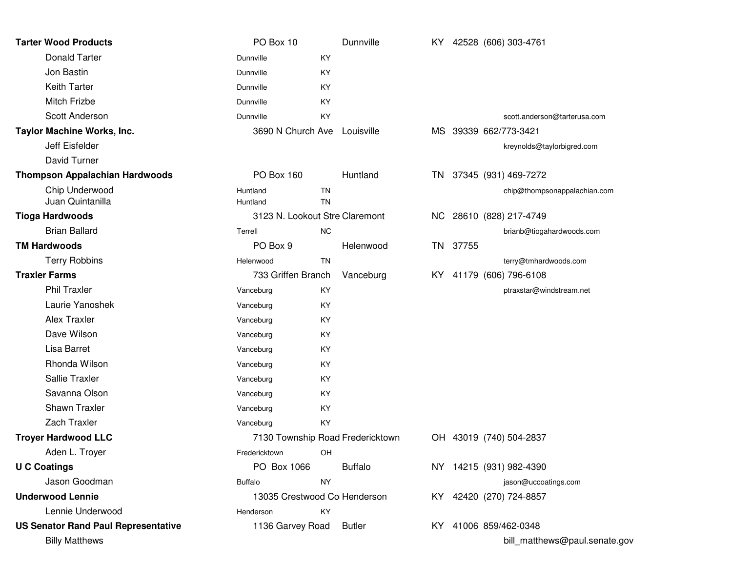| Name | Address | City | State | Zip | Phone | Email |
|---|---|---|---|---|---|---|
| **Tarter Wood Products** | PO Box 10 | Dunnville | KY | 42528 | (606) 303-4761 | |
| Donald Tarter | | Dunnville | KY | | | |
| Jon Bastin | | Dunnville | KY | | | |
| Keith Tarter | | Dunnville | KY | | | |
| Mitch Frizbe | | Dunnville | KY | | | |
| Scott Anderson | | Dunnville | KY | | | scott.anderson@tarterusa.com |
| **Taylor Machine Works, Inc.** | 3690 N Church Ave | Louisville | MS | 39339 | 662/773-3421 | |
| Jeff Eisfelder | | | | | | kreynolds@taylorbigred.com |
| David Turner | | | | | | |
| **Thompson Appalachian Hardwoods** | PO Box 160 | Huntland | TN | 37345 | (931) 469-7272 | |
| Chip Underwood | | Huntland | TN | | | chip@thompsonappalachian.com |
| Juan Quintanilla | | Huntland | TN | | | |
| **Tioga Hardwoods** | 3123 N. Lookout Stre | Claremont | NC | 28610 | (828) 217-4749 | |
| Brian Ballard | | Terrell | NC | | | brianb@tiogahardwoods.com |
| **TM Hardwoods** | PO Box 9 | Helenwood | TN | 37755 | | |
| Terry Robbins | | Helenwood | TN | | | terry@tmhardwoods.com |
| **Traxler Farms** | 733 Griffen Branch | Vanceburg | KY | 41179 | (606) 796-6108 | |
| Phil Traxler | | Vanceburg | KY | | | ptraxstar@windstream.net |
| Laurie Yanoshek | | Vanceburg | KY | | | |
| Alex Traxler | | Vanceburg | KY | | | |
| Dave Wilson | | Vanceburg | KY | | | |
| Lisa Barret | | Vanceburg | KY | | | |
| Rhonda Wilson | | Vanceburg | KY | | | |
| Sallie Traxler | | Vanceburg | KY | | | |
| Savanna Olson | | Vanceburg | KY | | | |
| Shawn Traxler | | Vanceburg | KY | | | |
| Zach Traxler | | Vanceburg | KY | | | |
| **Troyer Hardwood LLC** | 7130 Township Road | Fredericktown | OH | 43019 | (740) 504-2837 | |
| Aden L. Troyer | | Fredericktown | OH | | | |
| **U C Coatings** | PO Box 1066 | Buffalo | NY | 14215 | (931) 982-4390 | |
| Jason Goodman | | Buffalo | NY | | | jason@uccoatings.com |
| **Underwood Lennie** | 13035 Crestwood Co | Henderson | KY | 42420 | (270) 724-8857 | |
| Lennie Underwood | | Henderson | KY | | | |
| **US Senator Rand Paul Representative** | 1136 Garvey Road | Butler | KY | 41006 | 859/462-0348 | |
| Billy Matthews | | | | | | bill_matthews@paul.senate.gov |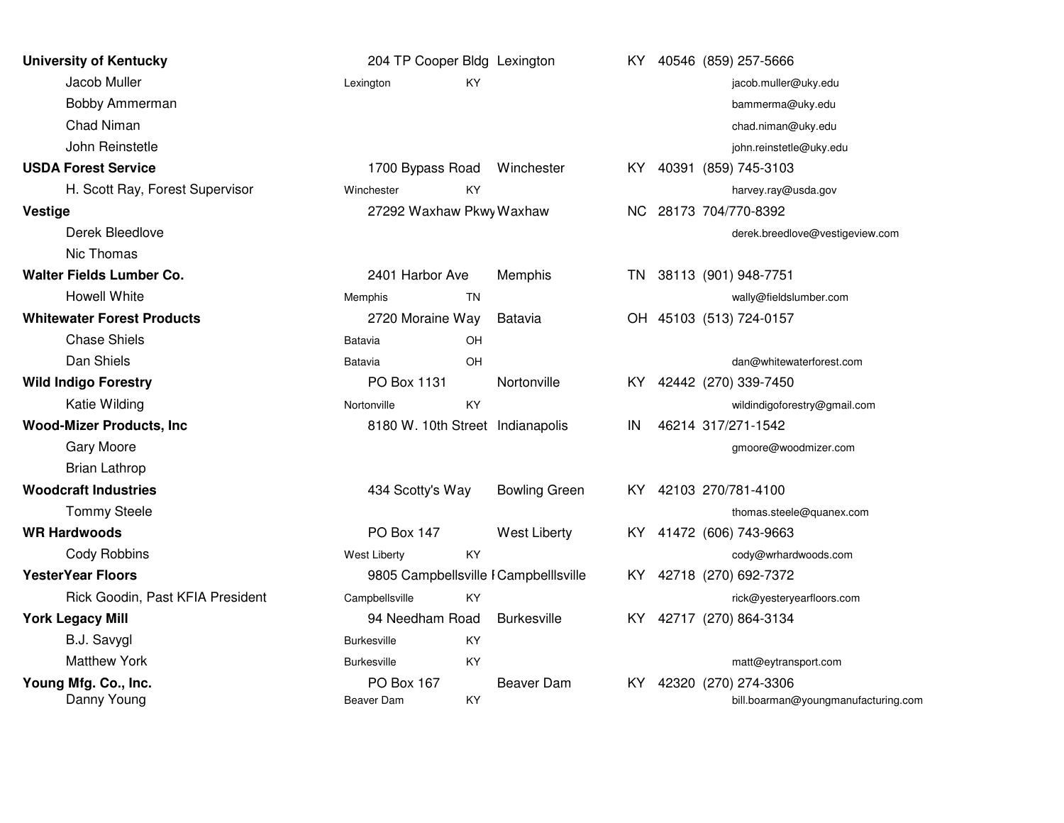| | | | | | | |
|---|---|---|---|---|---|---|
| **University of Kentucky** | 204 TP Cooper Bldg | Lexington | KY | 40546 | (859) 257-5666 | |
| Jacob Muller | Lexington | KY | | | | jacob.muller@uky.edu |
| Bobby Ammerman | | | | | | bammerma@uky.edu |
| Chad Niman | | | | | | chad.niman@uky.edu |
| John Reinstetle | | | | | | john.reinstetle@uky.edu |
| **USDA Forest Service** | 1700 Bypass Road | Winchester | KY | 40391 | (859) 745-3103 | |
| H. Scott Ray, Forest Supervisor | Winchester | KY | | | | harvey.ray@usda.gov |
| **Vestige** | 27292 Waxhaw Pkwy | Waxhaw | NC | 28173 | 704/770-8392 | |
| Derek Bleedlove | | | | | | derek.breedlove@vestigeview.com |
| Nic Thomas | | | | | | |
| **Walter Fields Lumber Co.** | 2401 Harbor Ave | Memphis | TN | 38113 | (901) 948-7751 | |
| Howell White | Memphis | TN | | | | wally@fieldslumber.com |
| **Whitewater Forest Products** | 2720 Moraine Way | Batavia | OH | 45103 | (513) 724-0157 | |
| Chase Shiels | Batavia | OH | | | | |
| Dan Shiels | Batavia | OH | | | | dan@whitewaterforest.com |
| **Wild Indigo Forestry** | PO Box 1131 | Nortonville | KY | 42442 | (270) 339-7450 | |
| Katie Wilding | Nortonville | KY | | | | wildindigoforestry@gmail.com |
| **Wood-Mizer Products, Inc** | 8180 W. 10th Street | Indianapolis | IN | 46214 | 317/271-1542 | |
| Gary Moore | | | | | | gmoore@woodmizer.com |
| Brian Lathrop | | | | | | |
| **Woodcraft Industries** | 434 Scotty's Way | Bowling Green | KY | 42103 | 270/781-4100 | |
| Tommy Steele | | | | | | thomas.steele@quanex.com |
| **WR Hardwoods** | PO Box 147 | West Liberty | KY | 41472 | (606) 743-9663 | |
| Cody Robbins | West Liberty | KY | | | | cody@wrhardwoods.com |
| **YesterYear Floors** | 9805 Campbellsville I | Campbelllsville | KY | 42718 | (270) 692-7372 | |
| Rick Goodin, Past KFIA President | Campbellsville | KY | | | | rick@yesteryearfloors.com |
| **York Legacy Mill** | 94 Needham Road | Burkesville | KY | 42717 | (270) 864-3134 | |
| B.J. Savygl | Burkesville | KY | | | | |
| Matthew York | Burkesville | KY | | | | matt@eytransport.com |
| **Young Mfg. Co., Inc.** | PO Box 167 | Beaver Dam | KY | 42320 | (270) 274-3306 | |
| Danny Young | Beaver Dam | KY | | | | bill.boarman@youngmanufacturing.com |